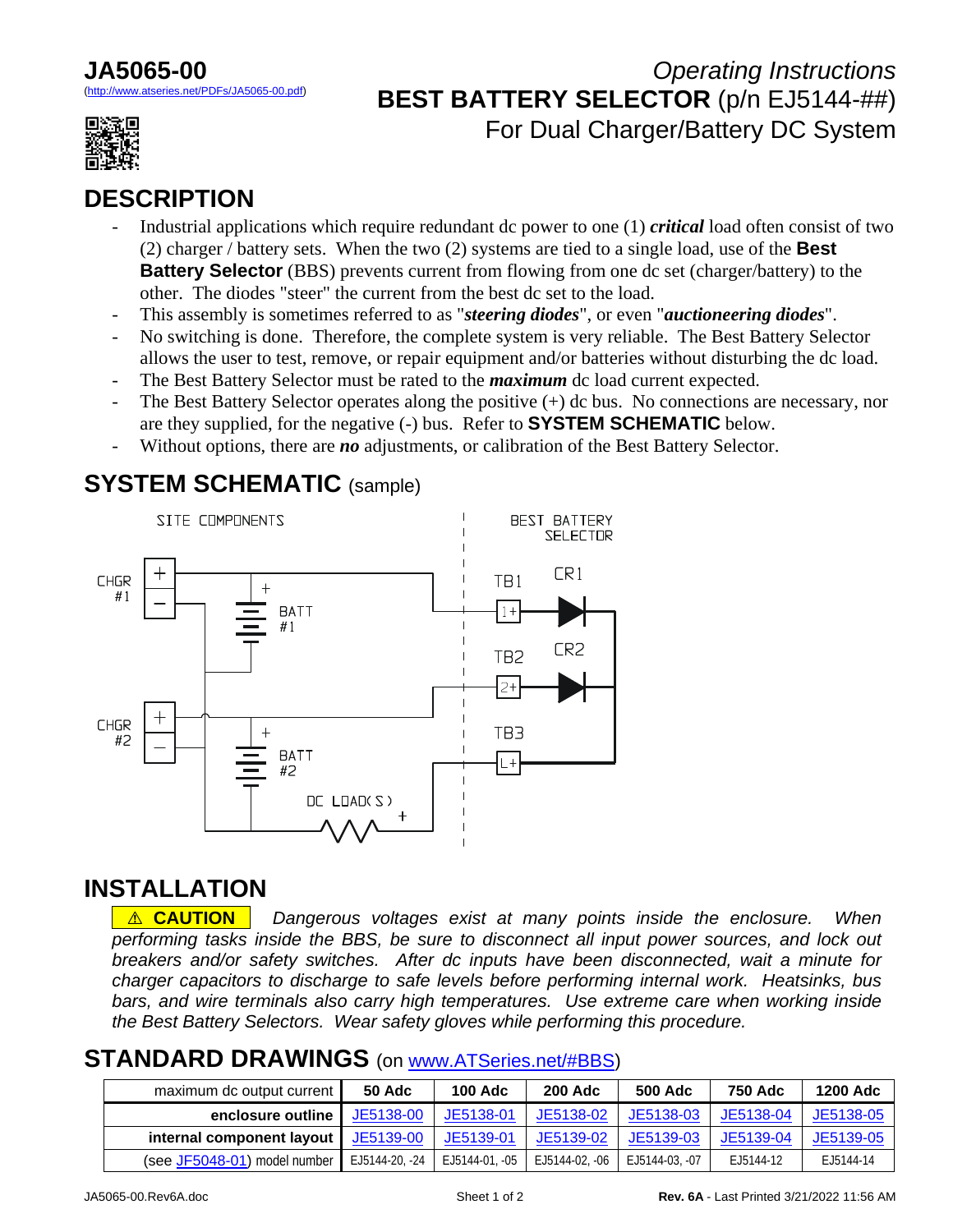# JA5065-00

(http://www.atseries.net/PDFs/JA5065-00.pdf)

*Operating Instructions*

**BEST BATTERY SELECTOR** (p/n EJ5144-##)

For Dual Charger/Battery DC System

## DESCRIPTION

- Industrial applications which require redundant dc power to one (1) ***critical*** load often consist of two (2) charger / battery sets. When the two (2) systems are tied to a single load, use of the **Best Battery Selector** (BBS) prevents current from flowing from one dc set (charger/battery) to the other. The diodes "steer" the current from the best dc set to the load.
- This assembly is sometimes referred to as "***steering diodes***", or even "***auctioneering diodes***".
- No switching is done. Therefore, the complete system is very reliable. The Best Battery Selector allows the user to test, remove, or repair equipment and/or batteries without disturbing the dc load.
- The Best Battery Selector must be rated to the ***maximum*** dc load current expected.
- The Best Battery Selector operates along the positive (+) dc bus. No connections are necessary, nor are they supplied, for the negative (-) bus. Refer to **SYSTEM SCHEMATIC** below.
- Without options, there are ***no*** adjustments, or calibration of the Best Battery Selector.

## SYSTEM SCHEMATIC (sample)

SITE COMPONENTS | BEST BATTERY SELECTOR

CHGR #1, BATT #1, CHGR #2, BATT #2, DC LOAD(S), TB1 (1+), TB2 (2+), TB3 (L+), CR1, CR2

## INSTALLATION

**⚠ CAUTION** *Dangerous voltages exist at many points inside the enclosure. When performing tasks inside the BBS, be sure to disconnect all input power sources, and lock out breakers and/or safety switches. After dc inputs have been disconnected, wait a minute for charger capacitors to discharge to safe levels before performing internal work. Heatsinks, bus bars, and wire terminals also carry high temperatures. Use extreme care when working inside the Best Battery Selectors. Wear safety gloves while performing this procedure.*

## STANDARD DRAWINGS (on www.ATSeries.net/#BBS)

| maximum dc output current | 50 Adc | 100 Adc | 200 Adc | 500 Adc | 750 Adc | 1200 Adc |
|---|---|---|---|---|---|---|
| **enclosure outline** | JE5138-00 | JE5138-01 | JE5138-02 | JE5138-03 | JE5138-04 | JE5138-05 |
| **internal component layout** | JE5139-00 | JE5139-01 | JE5139-02 | JE5139-03 | JE5139-04 | JE5139-05 |
| (see JF5048-01) model number | EJ5144-20, -24 | EJ5144-01, -05 | EJ5144-02, -06 | EJ5144-03, -07 | EJ5144-12 | EJ5144-14 |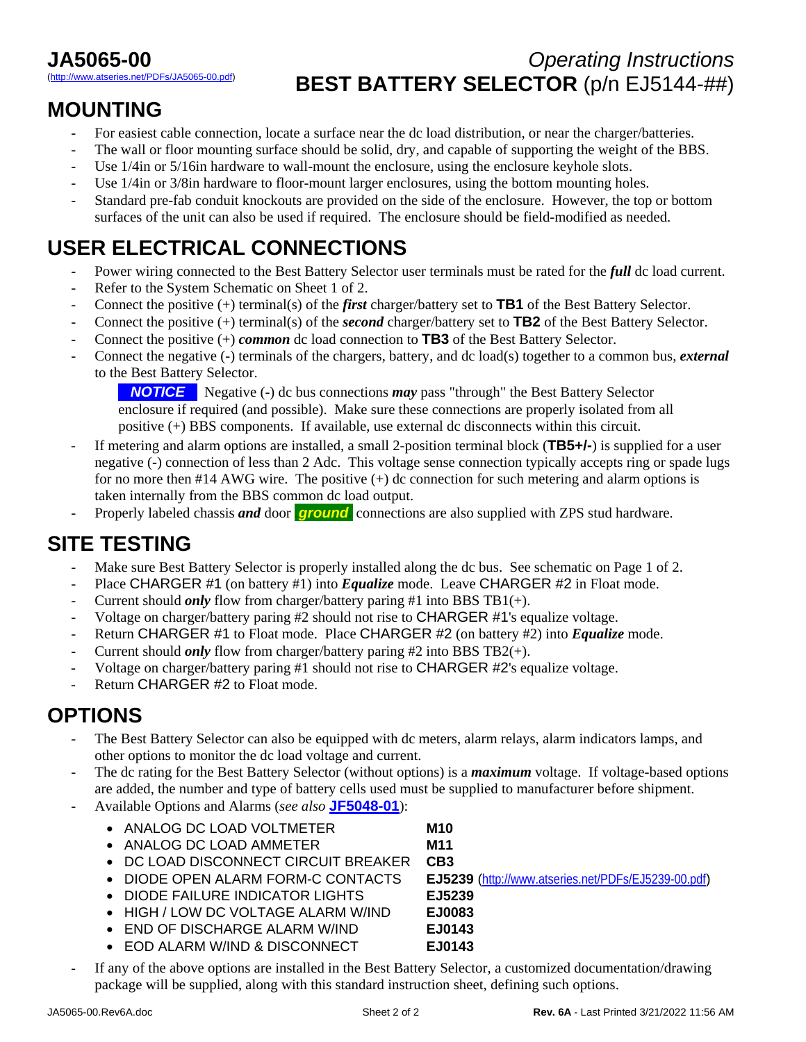# JA5065-00

(http://www.atseries.net/PDFs/JA5065-00.pdf)

*Operating Instructions*

**BEST BATTERY SELECTOR** (p/n EJ5144-##)

## MOUNTING

- For easiest cable connection, locate a surface near the dc load distribution, or near the charger/batteries.
- The wall or floor mounting surface should be solid, dry, and capable of supporting the weight of the BBS.
- Use 1/4in or 5/16in hardware to wall-mount the enclosure, using the enclosure keyhole slots.
- Use 1/4in or 3/8in hardware to floor-mount larger enclosures, using the bottom mounting holes.
- Standard pre-fab conduit knockouts are provided on the side of the enclosure. However, the top or bottom surfaces of the unit can also be used if required. The enclosure should be field-modified as needed.

## USER ELECTRICAL CONNECTIONS

- Power wiring connected to the Best Battery Selector user terminals must be rated for the ***full*** dc load current.
- Refer to the System Schematic on Sheet 1 of 2.
- Connect the positive (+) terminal(s) of the ***first*** charger/battery set to **TB1** of the Best Battery Selector.
- Connect the positive (+) terminal(s) of the ***second*** charger/battery set to **TB2** of the Best Battery Selector.
- Connect the positive (+) ***common*** dc load connection to **TB3** of the Best Battery Selector.
- Connect the negative (-) terminals of the chargers, battery, and dc load(s) together to a common bus, ***external*** to the Best Battery Selector.

  ***NOTICE*** Negative (-) dc bus connections ***may*** pass "through" the Best Battery Selector enclosure if required (and possible). Make sure these connections are properly isolated from all positive (+) BBS components. If available, use external dc disconnects within this circuit.

- If metering and alarm options are installed, a small 2-position terminal block (**TB5+/-**) is supplied for a user negative (-) connection of less than 2 Adc. This voltage sense connection typically accepts ring or spade lugs for no more then #14 AWG wire. The positive (+) dc connection for such metering and alarm options is taken internally from the BBS common dc load output.
- Properly labeled chassis ***and*** door ***ground*** connections are also supplied with ZPS stud hardware.

## SITE TESTING

- Make sure Best Battery Selector is properly installed along the dc bus. See schematic on Page 1 of 2.
- Place CHARGER #1 (on battery #1) into ***Equalize*** mode. Leave CHARGER #2 in Float mode.
- Current should ***only*** flow from charger/battery paring #1 into BBS TB1(+).
- Voltage on charger/battery paring #2 should not rise to CHARGER #1's equalize voltage.
- Return CHARGER #1 to Float mode. Place CHARGER #2 (on battery #2) into ***Equalize*** mode.
- Current should ***only*** flow from charger/battery paring #2 into BBS TB2(+).
- Voltage on charger/battery paring #1 should not rise to CHARGER #2's equalize voltage.
- Return CHARGER #2 to Float mode.

## OPTIONS

- The Best Battery Selector can also be equipped with dc meters, alarm relays, alarm indicators lamps, and other options to monitor the dc load voltage and current.
- The dc rating for the Best Battery Selector (without options) is a ***maximum*** voltage. If voltage-based options are added, the number and type of battery cells used must be supplied to manufacturer before shipment.
- Available Options and Alarms (*see also* **JF5048-01**):
  - ANALOG DC LOAD VOLTMETER **M10**
  - ANALOG DC LOAD AMMETER **M11**
  - DC LOAD DISCONNECT CIRCUIT BREAKER **CB3**
  - DIODE OPEN ALARM FORM-C CONTACTS **EJ5239** (http://www.atseries.net/PDFs/EJ5239-00.pdf)
  - DIODE FAILURE INDICATOR LIGHTS **EJ5239**
  - HIGH / LOW DC VOLTAGE ALARM W/IND **EJ0083**
  - END OF DISCHARGE ALARM W/IND **EJ0143**
  - EOD ALARM W/IND & DISCONNECT **EJ0143**
- If any of the above options are installed in the Best Battery Selector, a customized documentation/drawing package will be supplied, along with this standard instruction sheet, defining such options.